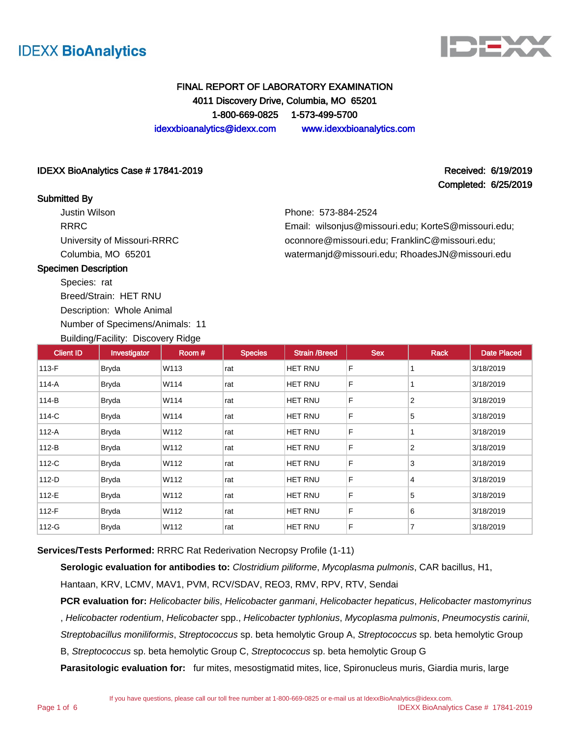IDEXX **BioAnalytics**

## FINAL REPORT OF LABORATORY EXAMINATION

**4011 Discovery Drive, Columbia, MO 65201**

**1-800-669-0825 1-573-499-5700**

idexxbioanalytics@idexx.com www.idexxbioanalytics.com

**IDEXX BioAnalytics Case # 17841-2019**

**Received: 6/19/2019**
**Completed: 6/25/2019**

**Submitted By**

Justin Wilson
RRRC
University of Missouri-RRRC
Columbia, MO 65201

Phone: 573-884-2524
Email: wilsonjus@missouri.edu; KorteS@missouri.edu; oconnore@missouri.edu; FranklinC@missouri.edu; watermanjd@missouri.edu; RhoadesJN@missouri.edu

**Specimen Description**

Species: rat
Breed/Strain: HET RNU
Description: Whole Animal
Number of Specimens/Animals: 11
Building/Facility: Discovery Ridge

| Client ID | Investigator | Room # | Species | Strain /Breed | Sex | Rack | Date Placed |
|---|---|---|---|---|---|---|---|
| 113-F | Bryda | W113 | rat | HET RNU | F | 1 | 3/18/2019 |
| 114-A | Bryda | W114 | rat | HET RNU | F | 1 | 3/18/2019 |
| 114-B | Bryda | W114 | rat | HET RNU | F | 2 | 3/18/2019 |
| 114-C | Bryda | W114 | rat | HET RNU | F | 5 | 3/18/2019 |
| 112-A | Bryda | W112 | rat | HET RNU | F | 1 | 3/18/2019 |
| 112-B | Bryda | W112 | rat | HET RNU | F | 2 | 3/18/2019 |
| 112-C | Bryda | W112 | rat | HET RNU | F | 3 | 3/18/2019 |
| 112-D | Bryda | W112 | rat | HET RNU | F | 4 | 3/18/2019 |
| 112-E | Bryda | W112 | rat | HET RNU | F | 5 | 3/18/2019 |
| 112-F | Bryda | W112 | rat | HET RNU | F | 6 | 3/18/2019 |
| 112-G | Bryda | W112 | rat | HET RNU | F | 7 | 3/18/2019 |

**Services/Tests Performed:** RRRC Rat Rederivation Necropsy Profile (1-11)

**Serologic evaluation for antibodies to:** *Clostridium piliforme*, *Mycoplasma pulmonis*, CAR bacillus, H1, Hantaan, KRV, LCMV, MAV1, PVM, RCV/SDAV, REO3, RMV, RPV, RTV, Sendai

**PCR evaluation for:** *Helicobacter bilis*, *Helicobacter ganmani*, *Helicobacter hepaticus*, *Helicobacter mastomyrinus*, *Helicobacter rodentium*, *Helicobacter* spp., *Helicobacter typhlonius*, *Mycoplasma pulmonis*, *Pneumocystis carinii*, *Streptobacillus moniliformis*, *Streptococcus* sp. beta hemolytic Group A, *Streptococcus* sp. beta hemolytic Group B, *Streptococcus* sp. beta hemolytic Group C, *Streptococcus* sp. beta hemolytic Group G

**Parasitologic evaluation for:** fur mites, mesostigmatid mites, lice, Spironucleus muris, Giardia muris, large

If you have questions, please call our toll free number at 1-800-669-0825 or e-mail us at IdexxBioAnalytics@idexx.com.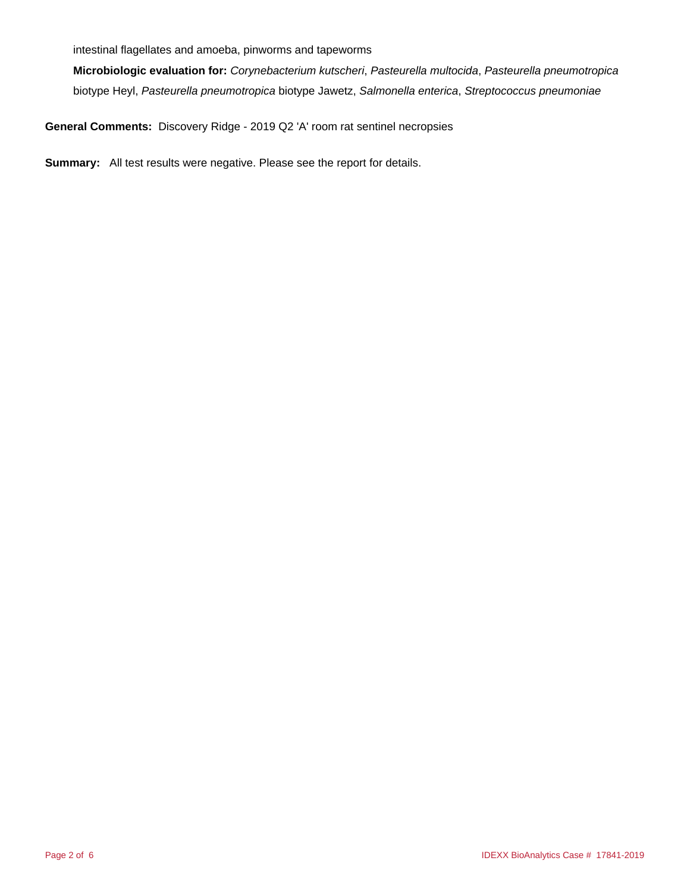intestinal flagellates and amoeba, pinworms and tapeworms

**Microbiologic evaluation for:** *Corynebacterium kutscheri*, *Pasteurella multocida*, *Pasteurella pneumotropica* biotype Heyl, *Pasteurella pneumotropica* biotype Jawetz, *Salmonella enterica*, *Streptococcus pneumoniae*

**General Comments:** Discovery Ridge - 2019 Q2 'A' room rat sentinel necropsies

**Summary:** All test results were negative. Please see the report for details.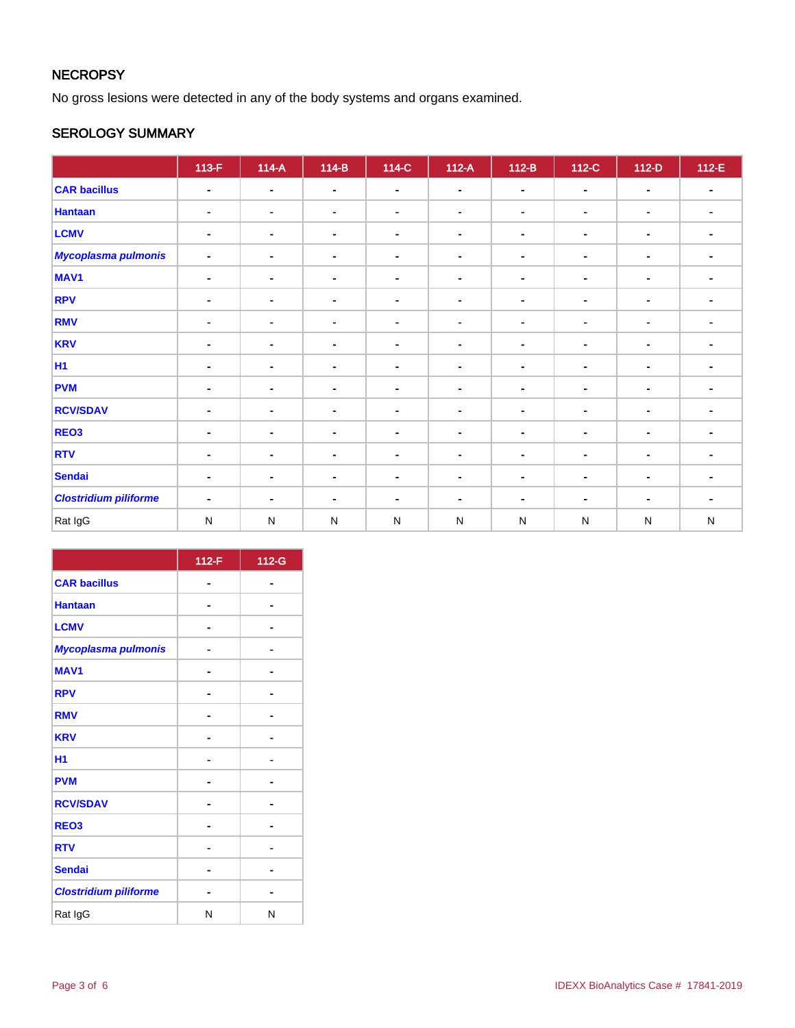## NECROPSY

No gross lesions were detected in any of the body systems and organs examined.

## SEROLOGY SUMMARY

| | 113-F | 114-A | 114-B | 114-C | 112-A | 112-B | 112-C | 112-D | 112-E |
|---|---|---|---|---|---|---|---|---|---|
| CAR bacillus | - | - | - | - | - | - | - | - | - |
| Hantaan | - | - | - | - | - | - | - | - | - |
| LCMV | - | - | - | - | - | - | - | - | - |
| *Mycoplasma pulmonis* | - | - | - | - | - | - | - | - | - |
| MAV1 | - | - | - | - | - | - | - | - | - |
| RPV | - | - | - | - | - | - | - | - | - |
| RMV | - | - | - | - | - | - | - | - | - |
| KRV | - | - | - | - | - | - | - | - | - |
| H1 | - | - | - | - | - | - | - | - | - |
| PVM | - | - | - | - | - | - | - | - | - |
| RCV/SDAV | - | - | - | - | - | - | - | - | - |
| REO3 | - | - | - | - | - | - | - | - | - |
| RTV | - | - | - | - | - | - | - | - | - |
| Sendai | - | - | - | - | - | - | - | - | - |
| *Clostridium piliforme* | - | - | - | - | - | - | - | - | - |
| Rat IgG | N | N | N | N | N | N | N | N | N |

| | 112-F | 112-G |
|---|---|---|
| CAR bacillus | - | - |
| Hantaan | - | - |
| LCMV | - | - |
| *Mycoplasma pulmonis* | - | - |
| MAV1 | - | - |
| RPV | - | - |
| RMV | - | - |
| KRV | - | - |
| H1 | - | - |
| PVM | - | - |
| RCV/SDAV | - | - |
| REO3 | - | - |
| RTV | - | - |
| Sendai | - | - |
| *Clostridium piliforme* | - | - |
| Rat IgG | N | N |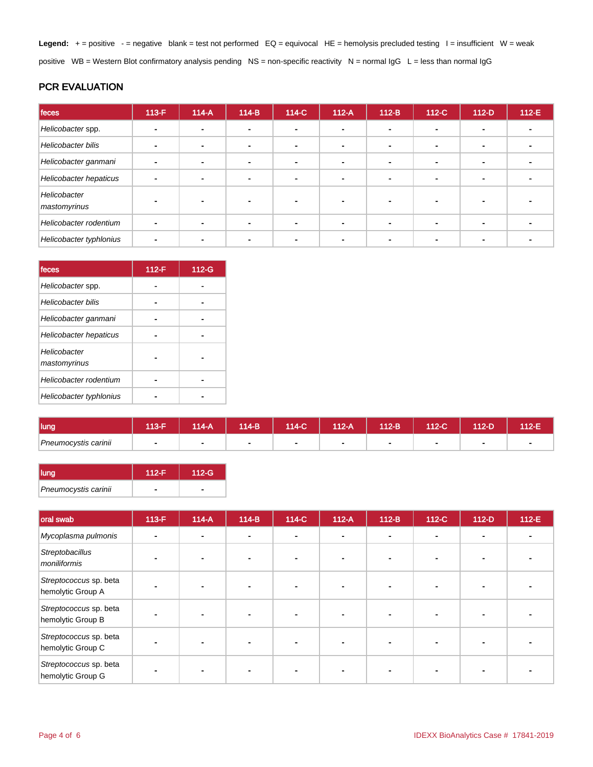**Legend:** + = positive - = negative blank = test not performed EQ = equivocal HE = hemolysis precluded testing I = insufficient W = weak positive WB = Western Blot confirmatory analysis pending NS = non-specific reactivity N = normal IgG L = less than normal IgG

## PCR EVALUATION

| feces | 113-F | 114-A | 114-B | 114-C | 112-A | 112-B | 112-C | 112-D | 112-E |
|---|---|---|---|---|---|---|---|---|---|
| *Helicobacter* spp. | - | - | - | - | - | - | - | - | - |
| *Helicobacter bilis* | - | - | - | - | - | - | - | - | - |
| *Helicobacter ganmani* | - | - | - | - | - | - | - | - | - |
| *Helicobacter hepaticus* | - | - | - | - | - | - | - | - | - |
| *Helicobacter mastomyrinus* | - | - | - | - | - | - | - | - | - |
| *Helicobacter rodentium* | - | - | - | - | - | - | - | - | - |
| *Helicobacter typhlonius* | - | - | - | - | - | - | - | - | - |

| feces | 112-F | 112-G |
|---|---|---|
| *Helicobacter* spp. | - | - |
| *Helicobacter bilis* | - | - |
| *Helicobacter ganmani* | - | - |
| *Helicobacter hepaticus* | - | - |
| *Helicobacter mastomyrinus* | - | - |
| *Helicobacter rodentium* | - | - |
| *Helicobacter typhlonius* | - | - |

| lung | 113-F | 114-A | 114-B | 114-C | 112-A | 112-B | 112-C | 112-D | 112-E |
|---|---|---|---|---|---|---|---|---|---|
| *Pneumocystis carinii* | - | - | - | - | - | - | - | - | - |

| lung | 112-F | 112-G |
|---|---|---|
| *Pneumocystis carinii* | - | - |

| oral swab | 113-F | 114-A | 114-B | 114-C | 112-A | 112-B | 112-C | 112-D | 112-E |
|---|---|---|---|---|---|---|---|---|---|
| *Mycoplasma pulmonis* | - | - | - | - | - | - | - | - | - |
| *Streptobacillus moniliformis* | - | - | - | - | - | - | - | - | - |
| *Streptococcus* sp. beta hemolytic Group A | - | - | - | - | - | - | - | - | - |
| *Streptococcus* sp. beta hemolytic Group B | - | - | - | - | - | - | - | - | - |
| *Streptococcus* sp. beta hemolytic Group C | - | - | - | - | - | - | - | - | - |
| *Streptococcus* sp. beta hemolytic Group G | - | - | - | - | - | - | - | - | - |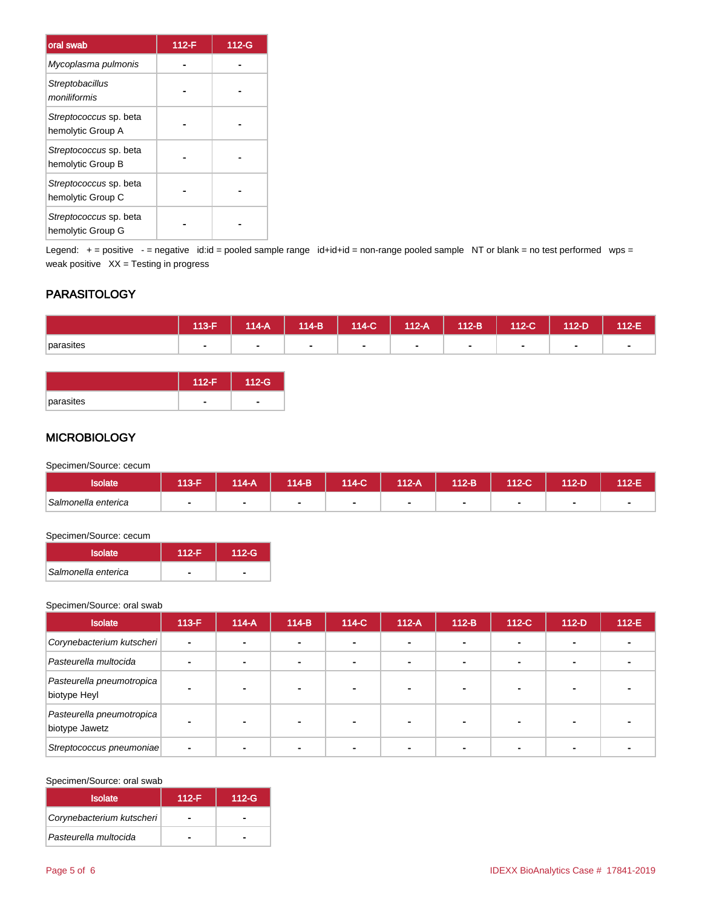| oral swab | 112-F | 112-G |
|---|---|---|
| *Mycoplasma pulmonis* | - | - |
| *Streptobacillus moniliformis* | - | - |
| *Streptococcus* sp. beta hemolytic Group A | - | - |
| *Streptococcus* sp. beta hemolytic Group B | - | - |
| *Streptococcus* sp. beta hemolytic Group C | - | - |
| *Streptococcus* sp. beta hemolytic Group G | - | - |

Legend: + = positive - = negative id:id = pooled sample range id+id+id = non-range pooled sample NT or blank = no test performed wps = weak positive XX = Testing in progress

## PARASITOLOGY

| | 113-F | 114-A | 114-B | 114-C | 112-A | 112-B | 112-C | 112-D | 112-E |
|---|---|---|---|---|---|---|---|---|---|
| parasites | - | - | - | - | - | - | - | - | - |

| | 112-F | 112-G |
|---|---|---|
| parasites | - | - |

## MICROBIOLOGY

Specimen/Source: cecum

| Isolate | 113-F | 114-A | 114-B | 114-C | 112-A | 112-B | 112-C | 112-D | 112-E |
|---|---|---|---|---|---|---|---|---|---|
| *Salmonella enterica* | - | - | - | - | - | - | - | - | - |

Specimen/Source: cecum

| Isolate | 112-F | 112-G |
|---|---|---|
| *Salmonella enterica* | - | - |

Specimen/Source: oral swab

| Isolate | 113-F | 114-A | 114-B | 114-C | 112-A | 112-B | 112-C | 112-D | 112-E |
|---|---|---|---|---|---|---|---|---|---|
| *Corynebacterium kutscheri* | - | - | - | - | - | - | - | - | - |
| *Pasteurella multocida* | - | - | - | - | - | - | - | - | - |
| *Pasteurella pneumotropica* biotype Heyl | - | - | - | - | - | - | - | - | - |
| *Pasteurella pneumotropica* biotype Jawetz | - | - | - | - | - | - | - | - | - |
| *Streptococcus pneumoniae* | - | - | - | - | - | - | - | - | - |

Specimen/Source: oral swab

| Isolate | 112-F | 112-G |
|---|---|---|
| *Corynebacterium kutscheri* | - | - |
| *Pasteurella multocida* | - | - |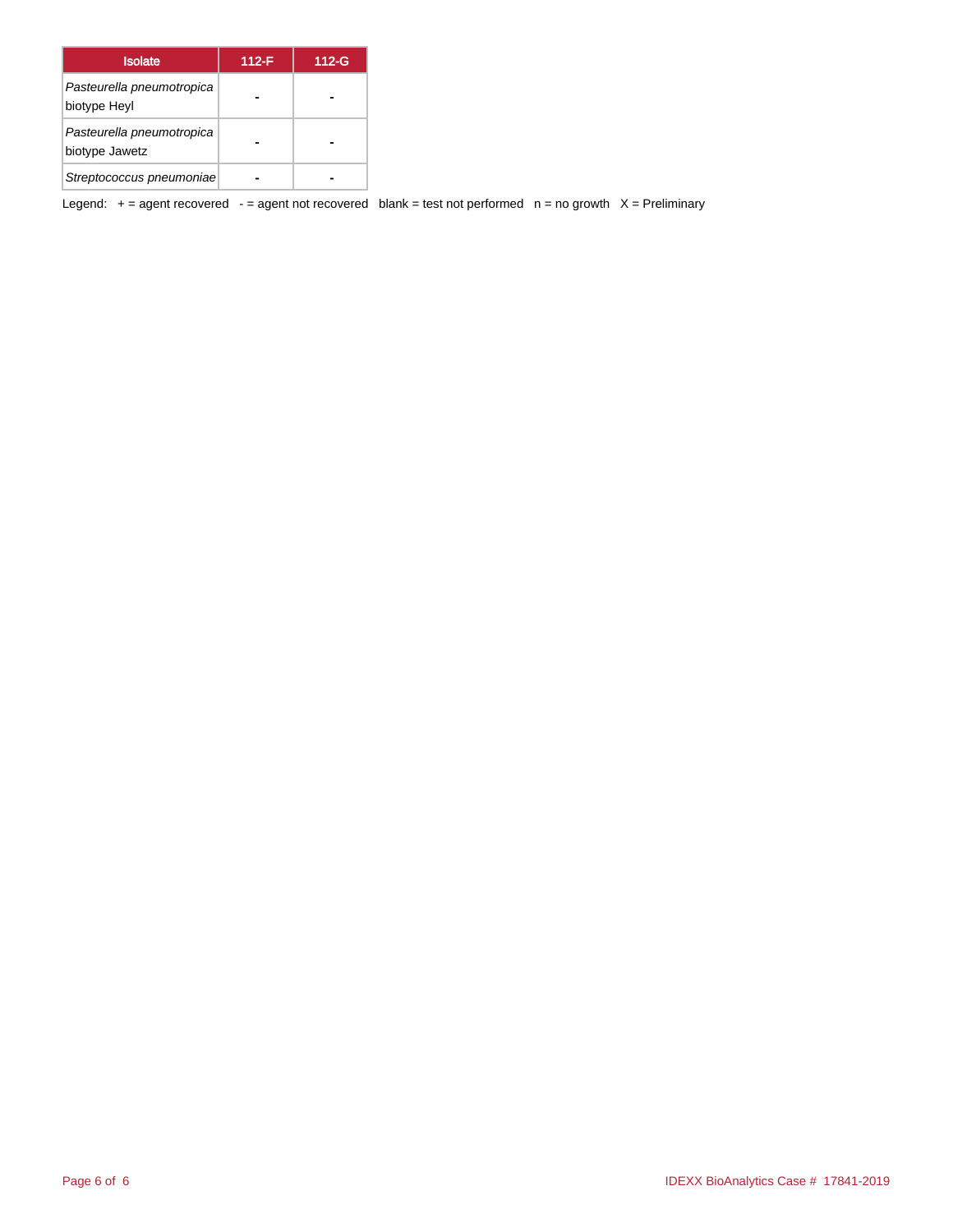| Isolate | 112-F | 112-G |
|---|---|---|
| *Pasteurella pneumotropica* biotype Heyl | - | - |
| *Pasteurella pneumotropica* biotype Jawetz | - | - |
| *Streptococcus pneumoniae* | - | - |

Legend: + = agent recovered - = agent not recovered blank = test not performed n = no growth X = Preliminary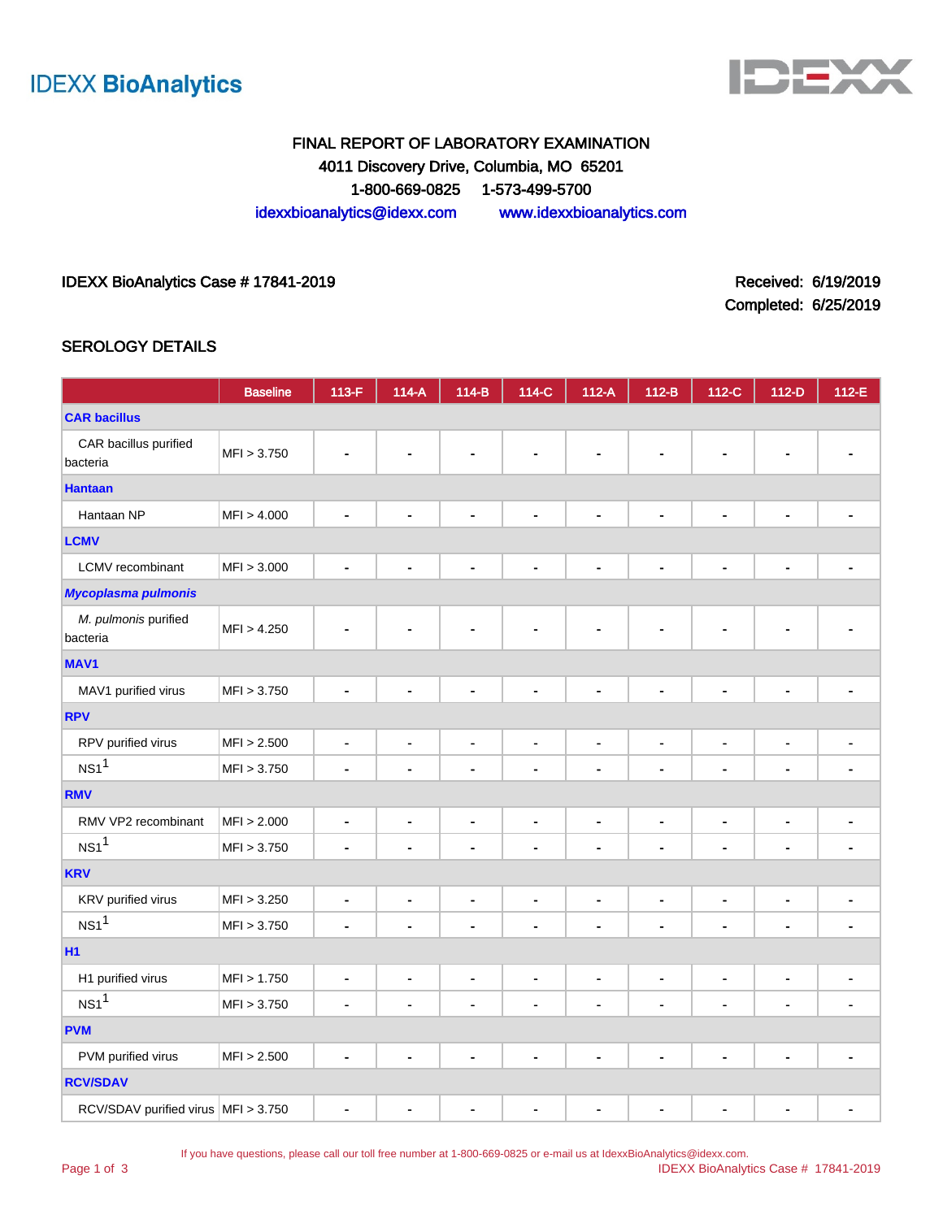IDEXX BioAnalytics

# FINAL REPORT OF LABORATORY EXAMINATION

4011 Discovery Drive, Columbia, MO 65201

1-800-669-0825 1-573-499-5700

idexxbioanalytics@idexx.com www.idexxbioanalytics.com

IDEXX BioAnalytics Case # 17841-2019

Received: 6/19/2019

Completed: 6/25/2019

## SEROLOGY DETAILS

| | Baseline | 113-F | 114-A | 114-B | 114-C | 112-A | 112-B | 112-C | 112-D | 112-E |
|---|---|---|---|---|---|---|---|---|---|---|
| **CAR bacillus** | | | | | | | | | | |
| CAR bacillus purified bacteria | MFI > 3.750 | - | - | - | - | - | - | - | - | - |
| **Hantaan** | | | | | | | | | | |
| Hantaan NP | MFI > 4.000 | - | - | - | - | - | - | - | - | - |
| **LCMV** | | | | | | | | | | |
| LCMV recombinant | MFI > 3.000 | - | - | - | - | - | - | - | - | - |
| ***Mycoplasma pulmonis*** | | | | | | | | | | |
| *M. pulmonis* purified bacteria | MFI > 4.250 | - | - | - | - | - | - | - | - | - |
| **MAV1** | | | | | | | | | | |
| MAV1 purified virus | MFI > 3.750 | - | - | - | - | - | - | - | - | - |
| **RPV** | | | | | | | | | | |
| RPV purified virus | MFI > 2.500 | - | - | - | - | - | - | - | - | - |
| NS1[1] | MFI > 3.750 | - | - | - | - | - | - | - | - | - |
| **RMV** | | | | | | | | | | |
| RMV VP2 recombinant | MFI > 2.000 | - | - | - | - | - | - | - | - | - |
| NS1[1] | MFI > 3.750 | - | - | - | - | - | - | - | - | - |
| **KRV** | | | | | | | | | | |
| KRV purified virus | MFI > 3.250 | - | - | - | - | - | - | - | - | - |
| NS1[1] | MFI > 3.750 | - | - | - | - | - | - | - | - | - |
| **H1** | | | | | | | | | | |
| H1 purified virus | MFI > 1.750 | - | - | - | - | - | - | - | - | - |
| NS1[1] | MFI > 3.750 | - | - | - | - | - | - | - | - | - |
| **PVM** | | | | | | | | | | |
| PVM purified virus | MFI > 2.500 | - | - | - | - | - | - | - | - | - |
| **RCV/SDAV** | | | | | | | | | | |
| RCV/SDAV purified virus | MFI > 3.750 | - | - | - | - | - | - | - | - | - |

If you have questions, please call our toll free number at 1-800-669-0825 or e-mail us at IdexxBioAnalytics@idexx.com.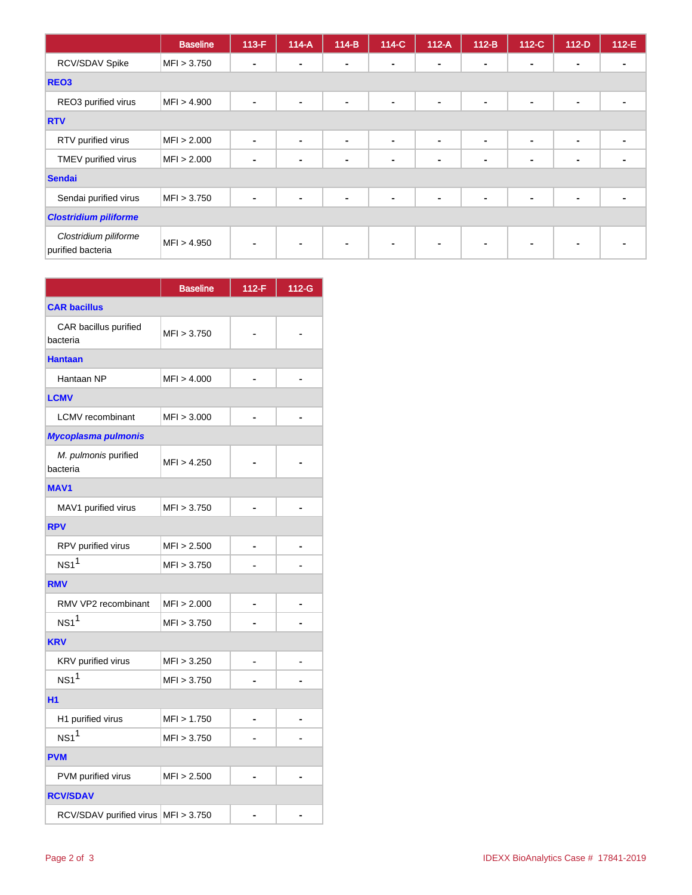| | Baseline | 113-F | 114-A | 114-B | 114-C | 112-A | 112-B | 112-C | 112-D | 112-E |
|---|---|---|---|---|---|---|---|---|---|---|
| RCV/SDAV Spike | MFI > 3.750 | - | - | - | - | - | - | - | - | - |
| **REO3** | | | | | | | | | | |
| REO3 purified virus | MFI > 4.900 | - | - | - | - | - | - | - | - | - |
| **RTV** | | | | | | | | | | |
| RTV purified virus | MFI > 2.000 | - | - | - | - | - | - | - | - | - |
| TMEV purified virus | MFI > 2.000 | - | - | - | - | - | - | - | - | - |
| **Sendai** | | | | | | | | | | |
| Sendai purified virus | MFI > 3.750 | - | - | - | - | - | - | - | - | - |
| ***Clostridium piliforme*** | | | | | | | | | | |
| *Clostridium piliforme* purified bacteria | MFI > 4.950 | - | - | - | - | - | - | - | - | - |

| | Baseline | 112-F | 112-G |
|---|---|---|---|
| **CAR bacillus** | | | |
| CAR bacillus purified bacteria | MFI > 3.750 | - | - |
| **Hantaan** | | | |
| Hantaan NP | MFI > 4.000 | - | - |
| **LCMV** | | | |
| LCMV recombinant | MFI > 3.000 | - | - |
| ***Mycoplasma pulmonis*** | | | |
| *M. pulmonis* purified bacteria | MFI > 4.250 | - | - |
| **MAV1** | | | |
| MAV1 purified virus | MFI > 3.750 | - | - |
| **RPV** | | | |
| RPV purified virus | MFI > 2.500 | - | - |
| NS1[1] | MFI > 3.750 | - | - |
| **RMV** | | | |
| RMV VP2 recombinant | MFI > 2.000 | - | - |
| NS1[1] | MFI > 3.750 | - | - |
| **KRV** | | | |
| KRV purified virus | MFI > 3.250 | - | - |
| NS1[1] | MFI > 3.750 | - | - |
| **H1** | | | |
| H1 purified virus | MFI > 1.750 | - | - |
| NS1[1] | MFI > 3.750 | - | - |
| **PVM** | | | |
| PVM purified virus | MFI > 2.500 | - | - |
| **RCV/SDAV** | | | |
| RCV/SDAV purified virus | MFI > 3.750 | - | - |

IDEXX BioAnalytics Case # 17841-2019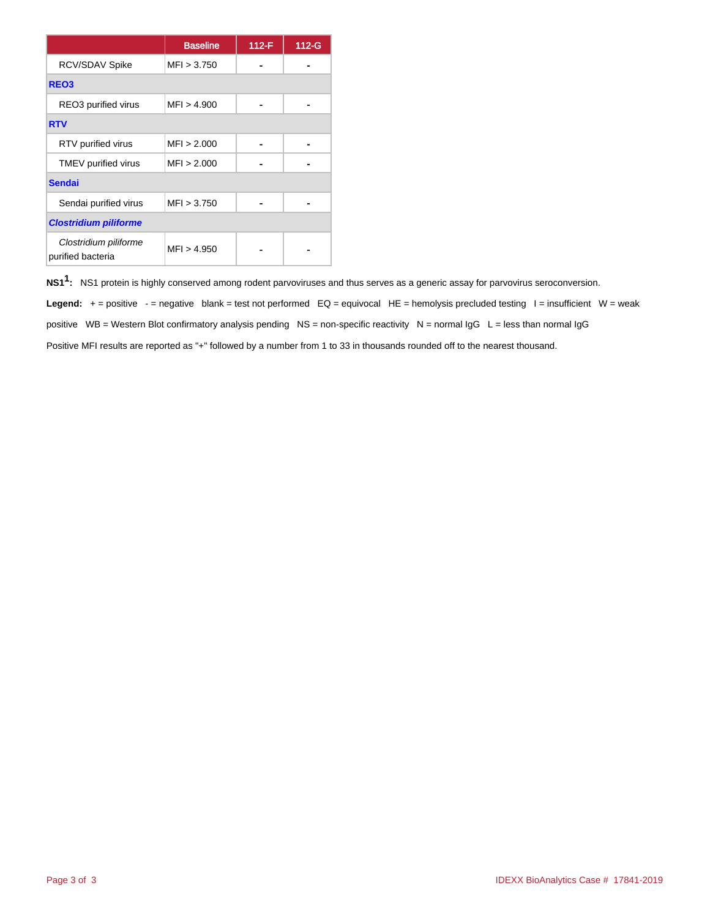| | Baseline | 112-F | 112-G |
|---|---|---|---|
| RCV/SDAV Spike | MFI > 3.750 | - | - |
| **REO3** | | | |
| REO3 purified virus | MFI > 4.900 | - | - |
| **RTV** | | | |
| RTV purified virus | MFI > 2.000 | - | - |
| TMEV purified virus | MFI > 2.000 | - | - |
| **Sendai** | | | |
| Sendai purified virus | MFI > 3.750 | - | - |
| ***Clostridium piliforme*** | | | |
| *Clostridium piliforme* purified bacteria | MFI > 4.950 | - | - |

**NS1[1]:** NS1 protein is highly conserved among rodent parvoviruses and thus serves as a generic assay for parvovirus seroconversion.

**Legend:** + = positive - = negative blank = test not performed EQ = equivocal HE = hemolysis precluded testing I = insufficient W = weak positive WB = Western Blot confirmatory analysis pending NS = non-specific reactivity N = normal IgG L = less than normal IgG

Positive MFI results are reported as "+" followed by a number from 1 to 33 in thousands rounded off to the nearest thousand.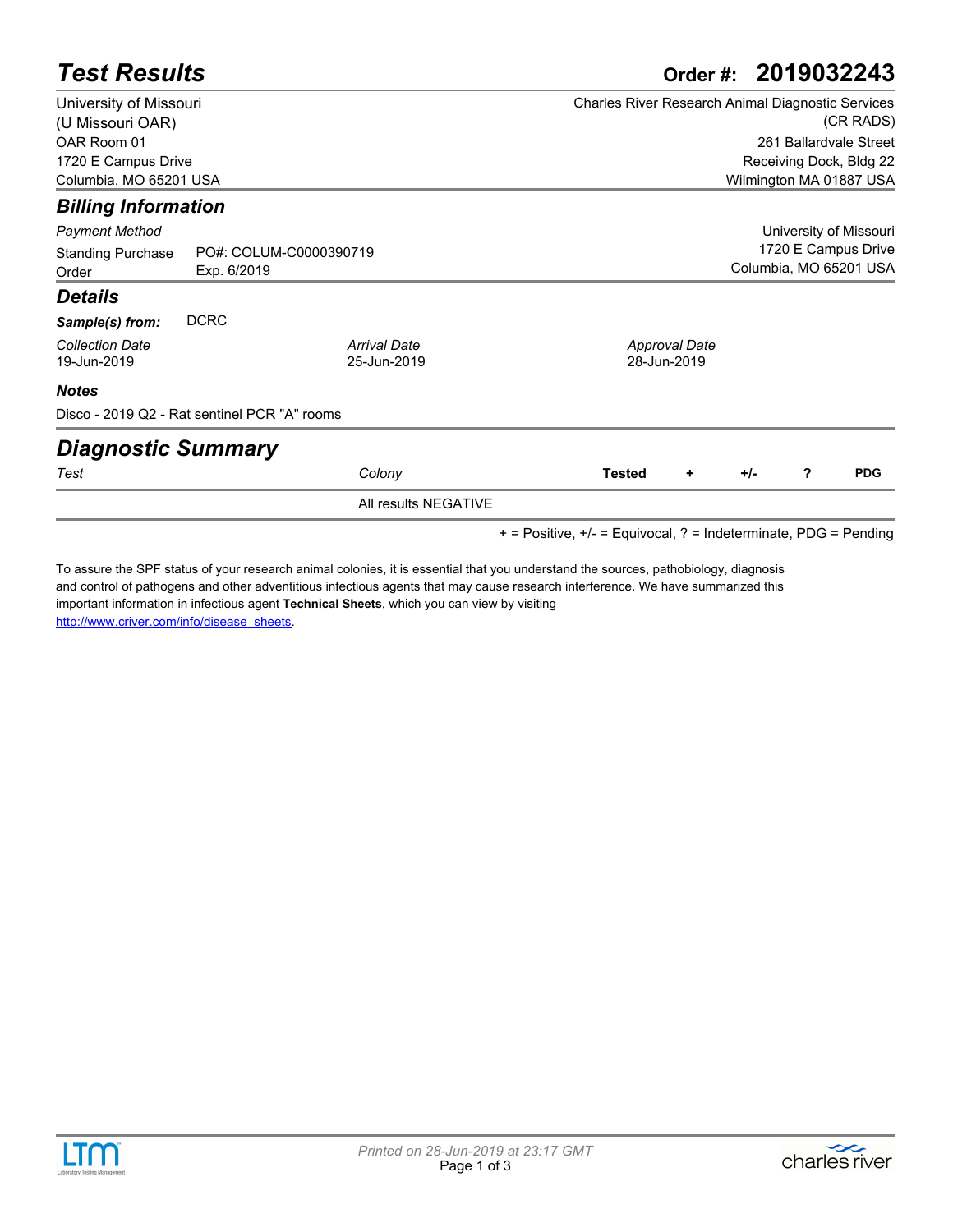# Test Results

**Order #: 2019032243**

University of Missouri
(U Missouri OAR)
OAR Room 01
1720 E Campus Drive
Columbia, MO 65201 USA

Charles River Research Animal Diagnostic Services
(CR RADS)
261 Ballardvale Street
Receiving Dock, Bldg 22
Wilmington MA 01887 USA

## Billing Information

*Payment Method*

Standing Purchase Order — PO#: COLUM-C0000390719
Exp. 6/2019

University of Missouri
1720 E Campus Drive
Columbia, MO 65201 USA

## Details

***Sample(s) from:*** DCRC

| *Collection Date* | *Arrival Date* | *Approval Date* |
|---|---|---|
| 19-Jun-2019 | 25-Jun-2019 | 28-Jun-2019 |

### Notes

Disco - 2019 Q2 - Rat sentinel PCR "A" rooms

## Diagnostic Summary

| *Test* | *Colony* | **Tested** | **+** | **+/-** | **?** | **PDG** |
|---|---|---|---|---|---|---|
| | All results NEGATIVE | | | | | |

+ = Positive, +/- = Equivocal, ? = Indeterminate, PDG = Pending

To assure the SPF status of your research animal colonies, it is essential that you understand the sources, pathobiology, diagnosis and control of pathogens and other adventitious infectious agents that may cause research interference. We have summarized this important information in infectious agent **Technical Sheets**, which you can view by visiting http://www.criver.com/info/disease_sheets.

Printed on 28-Jun-2019 at 23:17 GMT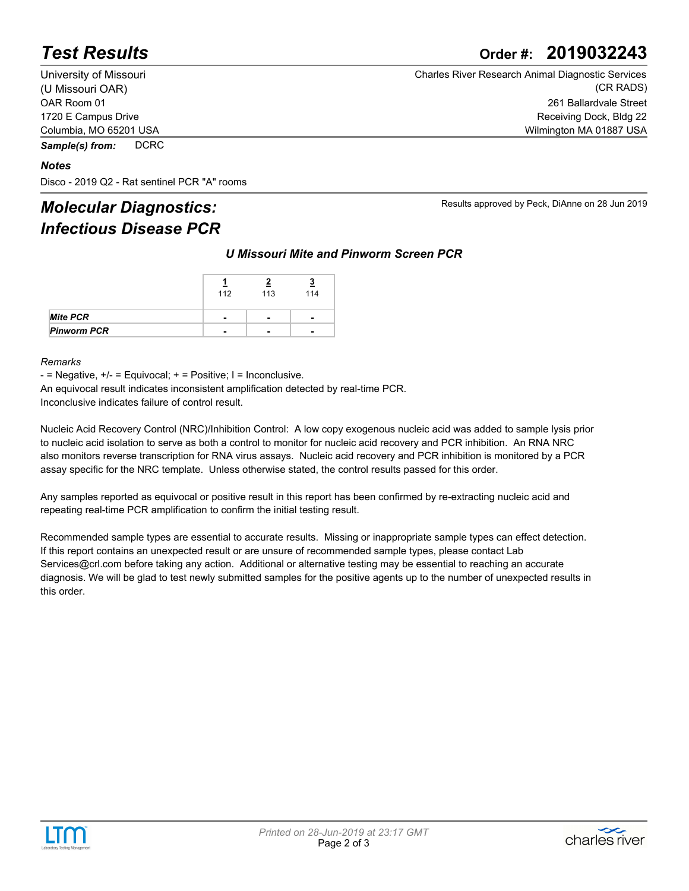# Test Results

**Order #: 2019032243**

University of Missouri
(U Missouri OAR)
OAR Room 01
1720 E Campus Drive
Columbia, MO 65201 USA

Charles River Research Animal Diagnostic Services
(CR RADS)
261 Ballardvale Street
Receiving Dock, Bldg 22
Wilmington MA 01887 USA

***Sample(s) from:*** DCRC

***Notes***

Disco - 2019 Q2 - Rat sentinel PCR "A" rooms

## *Molecular Diagnostics: Infectious Disease PCR*

Results approved by Peck, DiAnne on 28 Jun 2019

### *U Missouri Mite and Pinworm Screen PCR*

| | 1<br>112 | 2<br>113 | 3<br>114 |
|---|---|---|---|
| ***Mite PCR*** | - | - | - |
| ***Pinworm PCR*** | - | - | - |

*Remarks*

- = Negative, +/- = Equivocal; + = Positive; I = Inconclusive.
An equivocal result indicates inconsistent amplification detected by real-time PCR.
Inconclusive indicates failure of control result.

Nucleic Acid Recovery Control (NRC)/Inhibition Control: A low copy exogenous nucleic acid was added to sample lysis prior to nucleic acid isolation to serve as both a control to monitor for nucleic acid recovery and PCR inhibition. An RNA NRC also monitors reverse transcription for RNA virus assays. Nucleic acid recovery and PCR inhibition is monitored by a PCR assay specific for the NRC template. Unless otherwise stated, the control results passed for this order.

Any samples reported as equivocal or positive result in this report has been confirmed by re-extracting nucleic acid and repeating real-time PCR amplification to confirm the initial testing result.

Recommended sample types are essential to accurate results. Missing or inappropriate sample types can effect detection. If this report contains an unexpected result or are unsure of recommended sample types, please contact Lab Services@crl.com before taking any action. Additional or alternative testing may be essential to reaching an accurate diagnosis. We will be glad to test newly submitted samples for the positive agents up to the number of unexpected results in this order.

*Printed on 28-Jun-2019 at 23:17 GMT*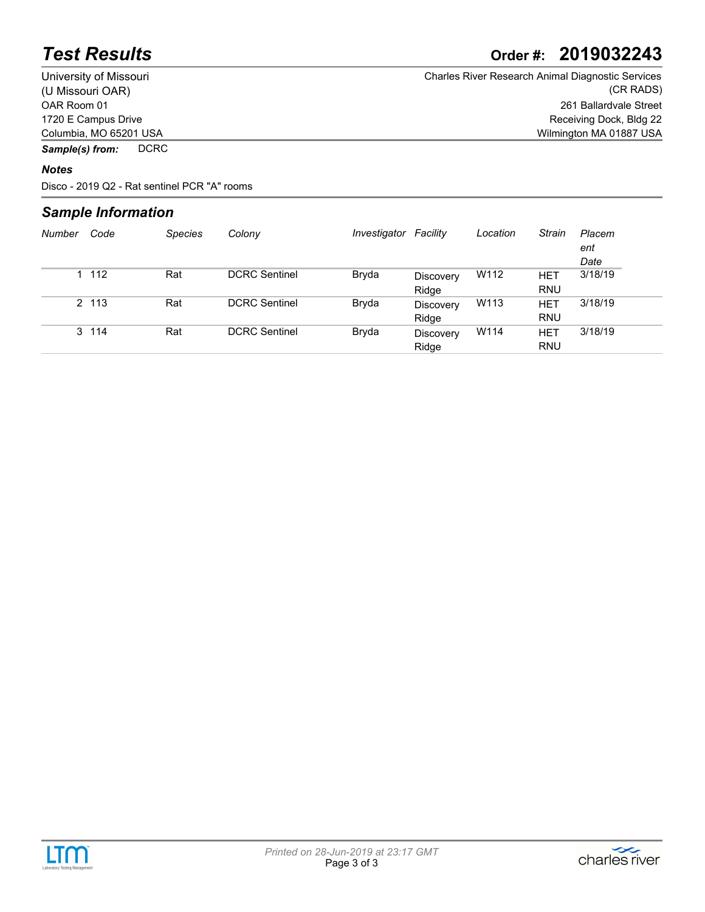# Test Results

## Order #: 2019032243

University of Missouri
(U Missouri OAR)
OAR Room 01
1720 E Campus Drive
Columbia, MO 65201 USA

Charles River Research Animal Diagnostic Services
(CR RADS)
261 Ballardvale Street
Receiving Dock, Bldg 22
Wilmington MA 01887 USA

***Sample(s) from:*** DCRC

### *Notes*

Disco - 2019 Q2 - Rat sentinel PCR "A" rooms

## *Sample Information*

| *Number* | *Code* | *Species* | *Colony* | *Investigator* | *Facility* | *Location* | *Strain* | *Placement Date* |
|---|---|---|---|---|---|---|---|---|
| 1 | 112 | Rat | DCRC Sentinel | Bryda | Discovery Ridge | W112 | HET RNU | 3/18/19 |
| 2 | 113 | Rat | DCRC Sentinel | Bryda | Discovery Ridge | W113 | HET RNU | 3/18/19 |
| 3 | 114 | Rat | DCRC Sentinel | Bryda | Discovery Ridge | W114 | HET RNU | 3/18/19 |

*Printed on 28-Jun-2019 at 23:17 GMT*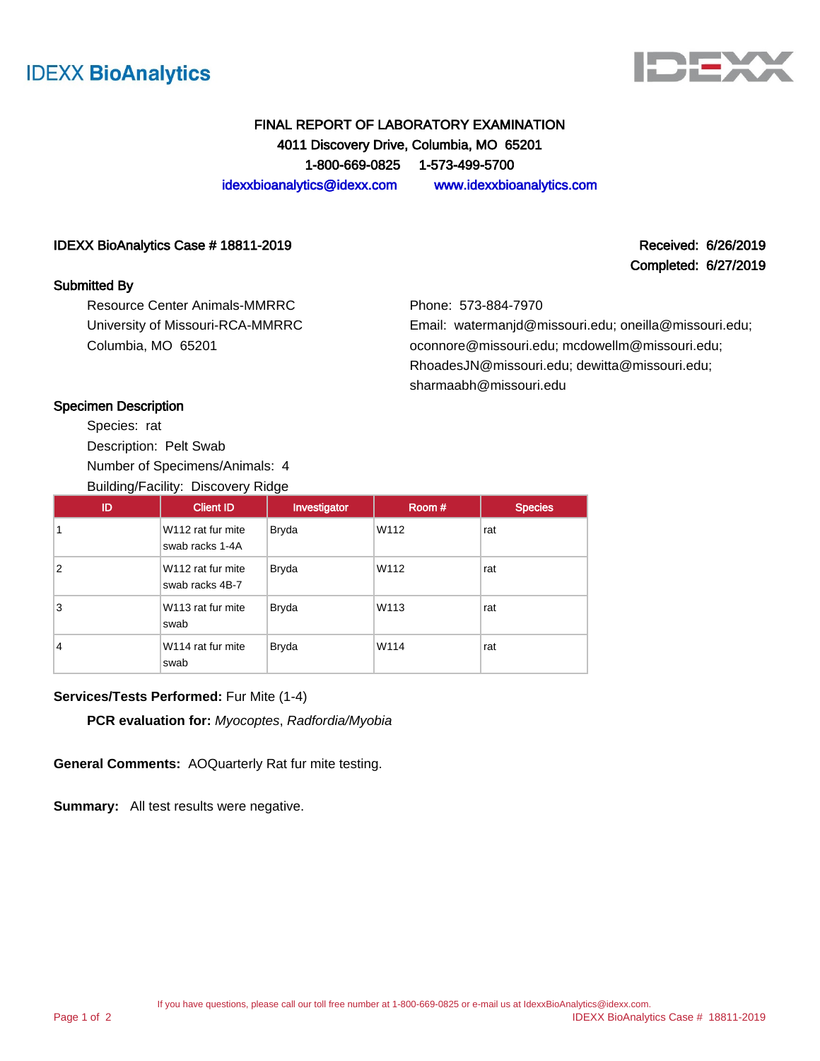IDEXX BioAnalytics

# FINAL REPORT OF LABORATORY EXAMINATION

4011 Discovery Drive, Columbia, MO 65201

1-800-669-0825 1-573-499-5700

idexxbioanalytics@idexx.com www.idexxbioanalytics.com

**IDEXX BioAnalytics Case # 18811-2019**

**Received: 6/26/2019**

**Completed: 6/27/2019**

## Submitted By

Resource Center Animals-MMRRC
University of Missouri-RCA-MMRRC
Columbia, MO 65201

Phone: 573-884-7970
Email: watermanjd@missouri.edu; oneilla@missouri.edu; oconnore@missouri.edu; mcdowellm@missouri.edu; RhoadesJN@missouri.edu; dewitta@missouri.edu; sharmaabh@missouri.edu

## Specimen Description

Species: rat
Description: Pelt Swab
Number of Specimens/Animals: 4
Building/Facility: Discovery Ridge

| ID | Client ID | Investigator | Room # | Species |
|---|---|---|---|---|
| 1 | W112 rat fur mite swab racks 1-4A | Bryda | W112 | rat |
| 2 | W112 rat fur mite swab racks 4B-7 | Bryda | W112 | rat |
| 3 | W113 rat fur mite swab | Bryda | W113 | rat |
| 4 | W114 rat fur mite swab | Bryda | W114 | rat |

**Services/Tests Performed:** Fur Mite (1-4)

**PCR evaluation for:** *Myocoptes*, *Radfordia/Myobia*

**General Comments:** AOQuarterly Rat fur mite testing.

**Summary:** All test results were negative.

If you have questions, please call our toll free number at 1-800-669-0825 or e-mail us at IdexxBioAnalytics@idexx.com.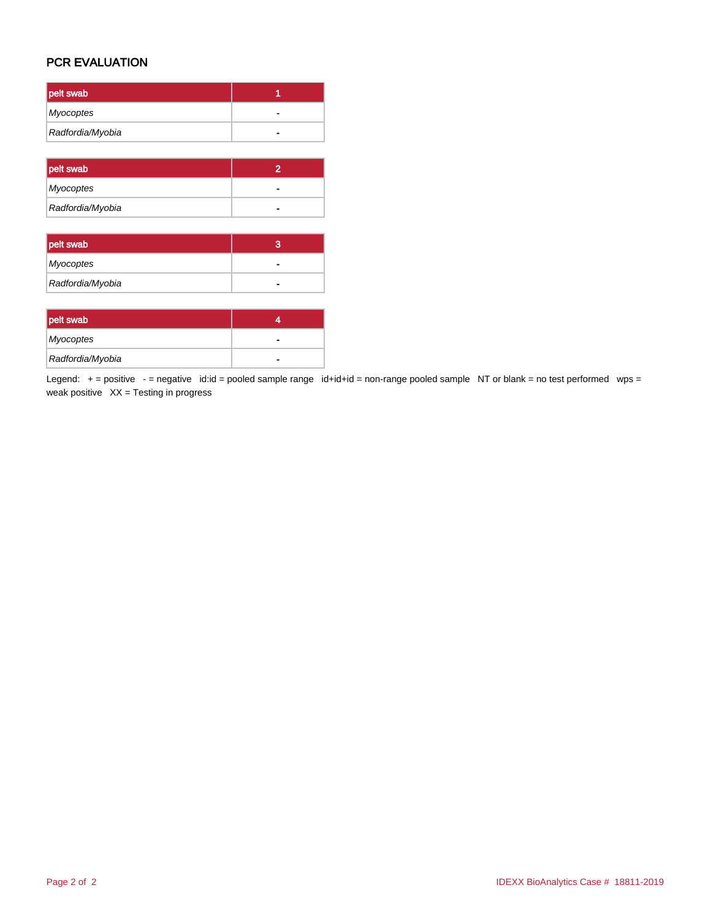## PCR EVALUATION

| pelt swab | 1 |
|---|---|
| *Myocoptes* | - |
| *Radfordia/Myobia* | - |

| pelt swab | 2 |
|---|---|
| *Myocoptes* | - |
| *Radfordia/Myobia* | - |

| pelt swab | 3 |
|---|---|
| *Myocoptes* | - |
| *Radfordia/Myobia* | - |

| pelt swab | 4 |
|---|---|
| *Myocoptes* | - |
| *Radfordia/Myobia* | - |

Legend: + = positive - = negative id:id = pooled sample range id+id+id = non-range pooled sample NT or blank = no test performed wps = weak positive XX = Testing in progress